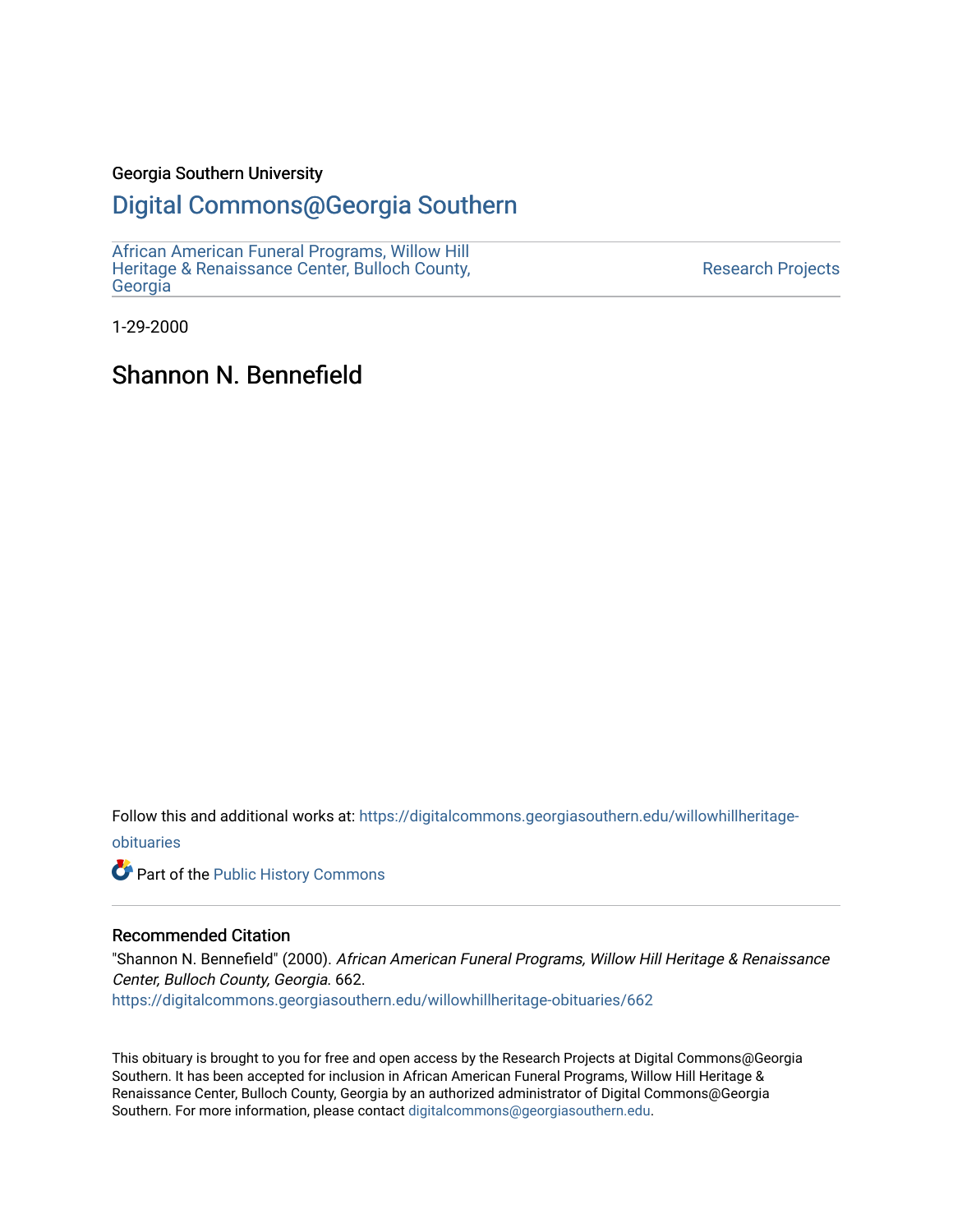Georgia Southern University

# Digital Commons@Georgia Southern

African American Funeral Programs, Willow Hill Heritage & Renaissance Center, Bulloch County, Georgia

Research Projects

1-29-2000

## Shannon N. Bennefield

Follow this and additional works at: https://digitalcommons.georgiasouthern.edu/willowhillheritage-obituaries

Part of the Public History Commons

### Recommended Citation

"Shannon N. Bennefield" (2000). *African American Funeral Programs, Willow Hill Heritage & Renaissance Center, Bulloch County, Georgia*. 662.
https://digitalcommons.georgiasouthern.edu/willowhillheritage-obituaries/662

This obituary is brought to you for free and open access by the Research Projects at Digital Commons@Georgia Southern. It has been accepted for inclusion in African American Funeral Programs, Willow Hill Heritage & Renaissance Center, Bulloch County, Georgia by an authorized administrator of Digital Commons@Georgia Southern. For more information, please contact digitalcommons@georgiasouthern.edu.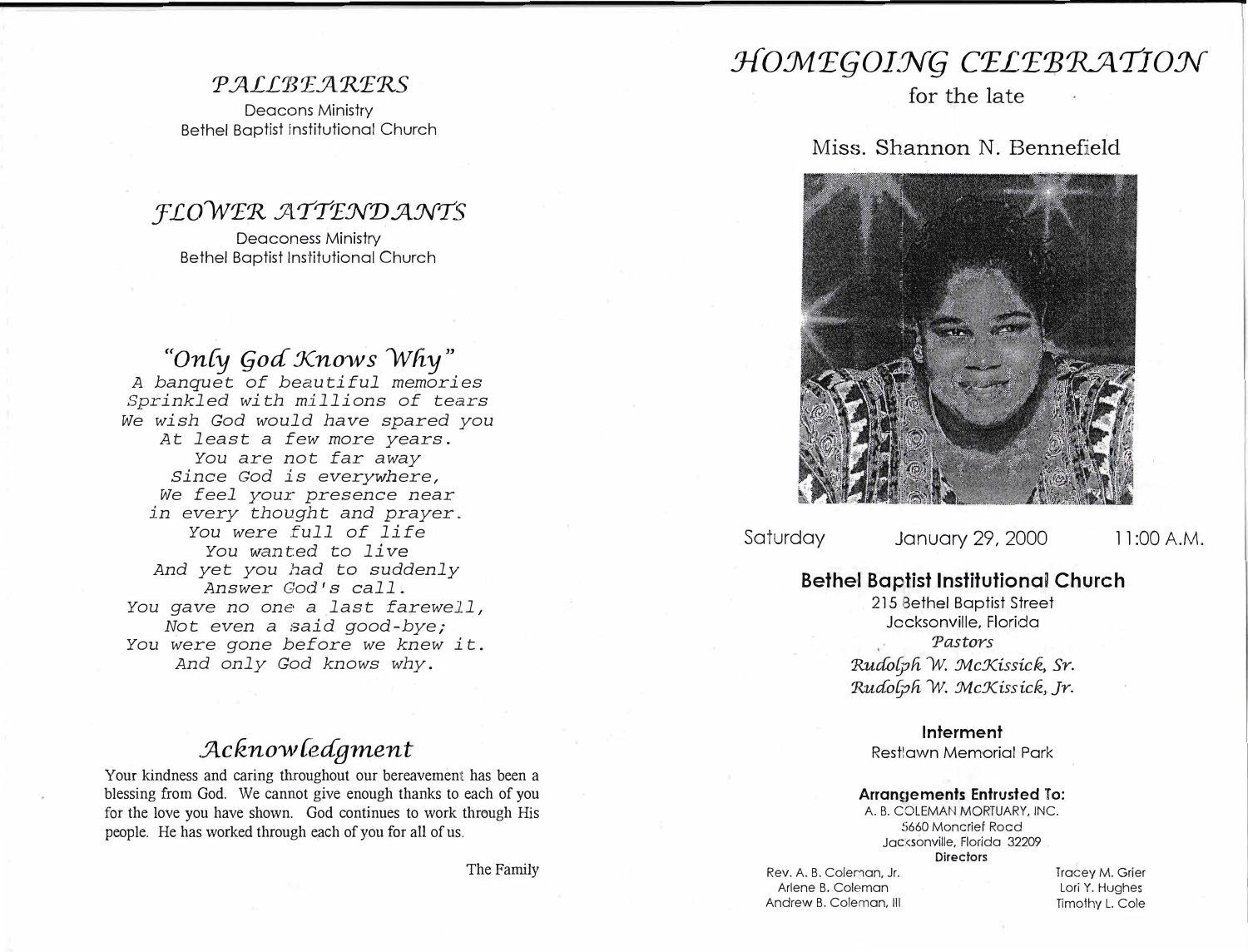## PALLBEARERS

Deacons Ministry
Bethel Baptist Institutional Church

## FLOWER ATTENDANTS

Deaconess Ministry
Bethel Baptist Institutional Church

## "Only God Knows Why"

*A banquet of beautiful memories*
*Sprinkled with millions of tears*
*We wish God would have spared you*
*At least a few more years.*
*You are not far away*
*Since God is everywhere,*
*We feel your presence near*
*in every thought and prayer.*
*You were full of life*
*You wanted to live*
*And yet you had to suddenly*
*Answer God's call.*
*You gave no one a last farewell,*
*Not even a said good-bye;*
*You were gone before we knew it.*
*And only God knows why.*

## Acknowledgment

Your kindness and caring throughout our bereavement has been a blessing from God. We cannot give enough thanks to each of you for the love you have shown. God continues to work through His people. He has worked through each of you for all of us.

The Family

# HOMEGOING CELEBRATION

for the late

Miss. Shannon N. Bennefield

Saturday January 29, 2000 11:00 A.M.

**Bethel Baptist Institutional Church**

215 Bethel Baptist Street
Jacksonville, Florida

*Pastors*
*Rudolph W. McKissick, Sr.*
*Rudolph W. McKissick, Jr.*

**Interment**

Restlawn Memorial Park

**Arrangements Entrusted To:**

A. B. COLEMAN MORTUARY, INC.
5660 Moncrief Road
Jacksonville, Florida 32209

**Directors**

Rev. A. B. Coleman, Jr.
Arlene B. Coleman
Andrew B. Coleman, III
Tracey M. Grier
Lori Y. Hughes
Timothy L. Cole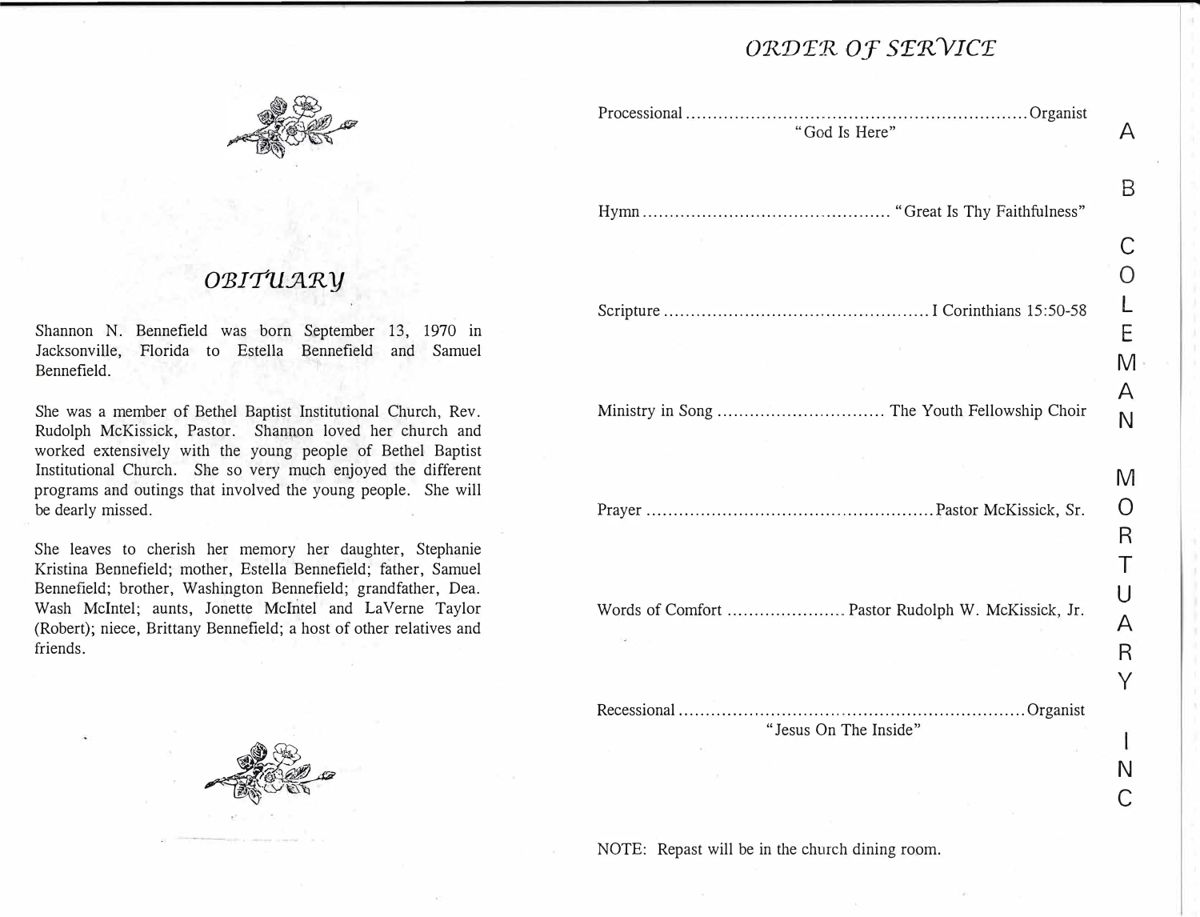## OBITUARY

Shannon N. Bennefield was born September 13, 1970 in Jacksonville, Florida to Estella Bennefield and Samuel Bennefield.

She was a member of Bethel Baptist Institutional Church, Rev. Rudolph McKissick, Pastor. Shannon loved her church and worked extensively with the young people of Bethel Baptist Institutional Church. She so very much enjoyed the different programs and outings that involved the young people. She will be dearly missed.

She leaves to cherish her memory her daughter, Stephanie Kristina Bennefield; mother, Estella Bennefield; father, Samuel Bennefield; brother, Washington Bennefield; grandfather, Dea. Wash McIntel; aunts, Jonette McIntel and LaVerne Taylor (Robert); niece, Brittany Bennefield; a host of other relatives and friends.

## ORDER OF SERVICE

Processional .............................................................. Organist
"God Is Here"

Hymn .............................................. "Great Is Thy Faithfulness"

Scripture ................................................ I Corinthians 15:50-58

Ministry in Song .............................. The Youth Fellowship Choir

Prayer .................................................... Pastor McKissick, Sr.

Words of Comfort ...................... Pastor Rudolph W. McKissick, Jr.

Recessional .............................................................. Organist
"Jesus On The Inside"

NOTE: Repast will be in the church dining room.

A B COLEMAN MORTUARY INC